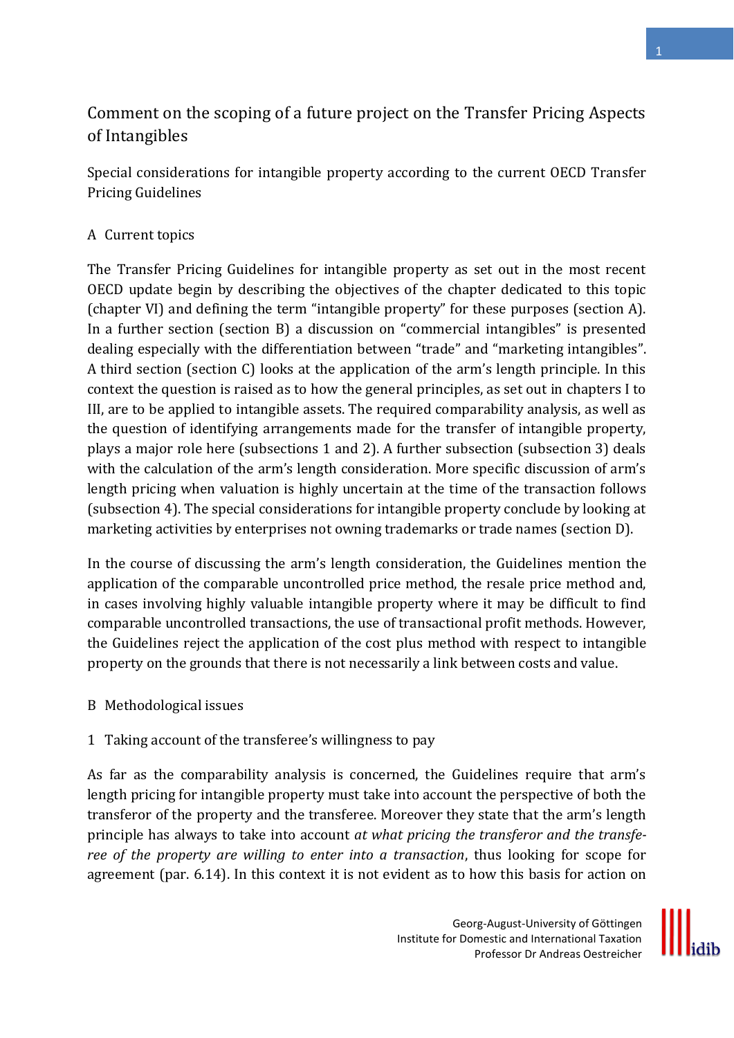# Comment on the scoping of a future project on the Transfer Pricing Aspects of Intangibles

## Special considerations for intangible property according to the current OECD Transfer Pricing Guidelines

### A Current topics

The Transfer Pricing Guidelines for intangible property as set out in the most recent OECD update begin by describing the objectives of the chapter dedicated to this topic (chapter VI) and defining the term “intangible property” for these purposes (section A). In a further section (section B) a discussion on “commercial intangibles” is presented dealing especially with the differentiation between “trade” and “marketing intangibles”. A third section (section C) looks at the application of the arm’s length principle. In this context the question is raised as to how the general principles, as set out in chapters I to III, are to be applied to intangible assets. The required comparability analysis, as well as the question of identifying arrangements made for the transfer of intangible property, plays a major role here (subsections 1 and 2). A further subsection (subsection 3) deals with the calculation of the arm’s length consideration. More specific discussion of arm’s length pricing when valuation is highly uncertain at the time of the transaction follows (subsection 4). The special considerations for intangible property conclude by looking at marketing activities by enterprises not owning trademarks or trade names (section D).

In the course of discussing the arm’s length consideration, the Guidelines mention the application of the comparable uncontrolled price method, the resale price method and, in cases involving highly valuable intangible property where it may be difficult to find comparable uncontrolled transactions, the use of transactional profit methods. However, the Guidelines reject the application of the cost plus method with respect to intangible property on the grounds that there is not necessarily a link between costs and value.

### B Methodological issues

#### 1 Taking account of the transferee’s willingness to pay

As far as the comparability analysis is concerned, the Guidelines require that arm’s length pricing for intangible property must take into account the perspective of both the transferor of the property and the transferee. Moreover they state that the arm’s length principle has always to take into account *at what pricing the transferor and the transferee of the property are willing to enter into a transaction*, thus looking for scope for agreement (par. 6.14). In this context it is not evident as to how this basis for action on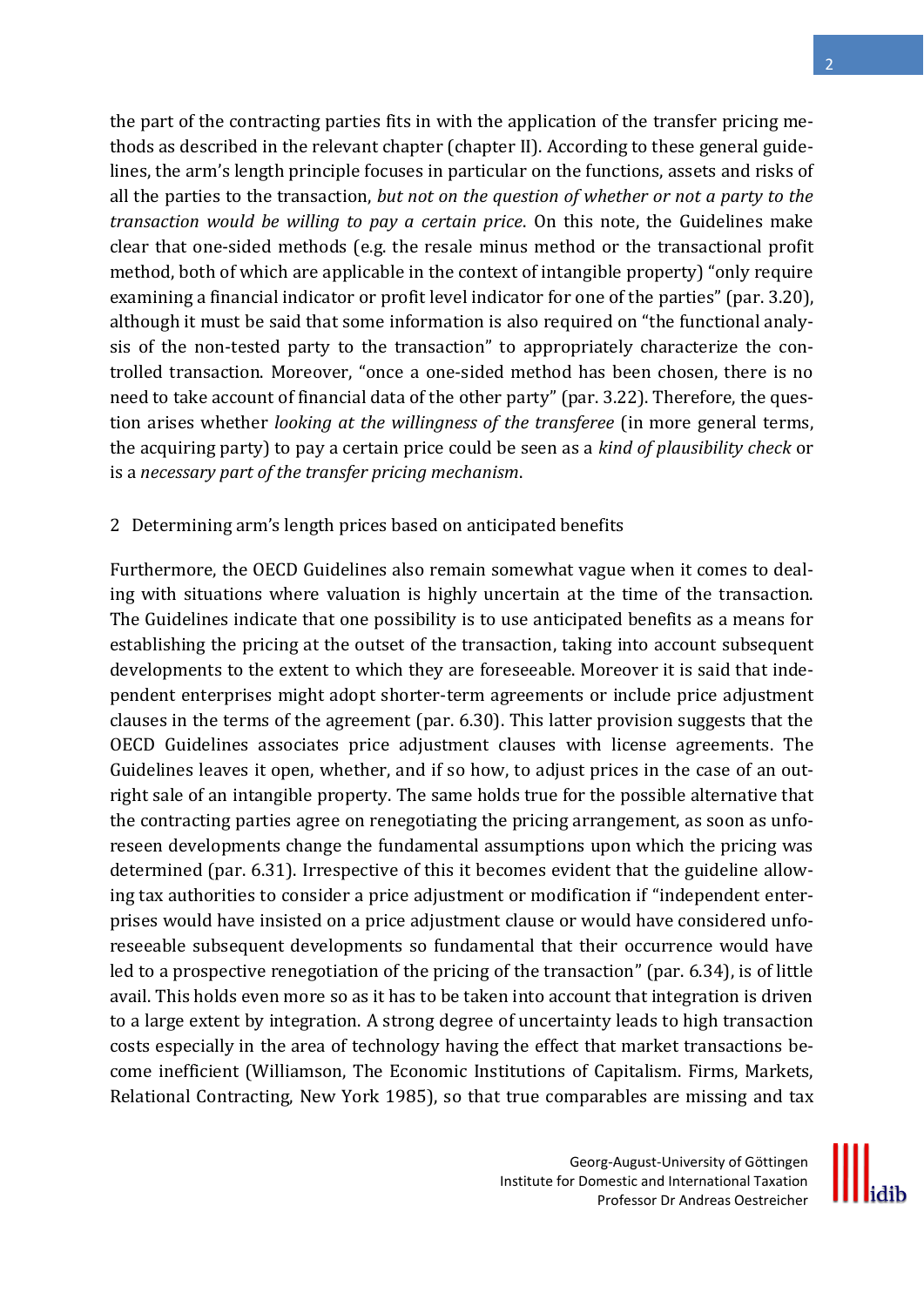the part of the contracting parties fits in with the application of the transfer pricing methods as described in the relevant chapter (chapter II). According to these general guidelines, the arm's length principle focuses in particular on the functions, assets and risks of all the parties to the transaction, *but not on the question of whether or not a party to the transaction would be willing to pay a certain price*. On this note, the Guidelines make clear that one-sided methods (e.g. the resale minus method or the transactional profit method, both of which are applicable in the context of intangible property) "only require examining a financial indicator or profit level indicator for one of the parties" (par. 3.20), although it must be said that some information is also required on "the functional analysis of the non-tested party to the transaction" to appropriately characterize the controlled transaction. Moreover, "once a one-sided method has been chosen, there is no need to take account of financial data of the other party" (par. 3.22). Therefore, the question arises whether *looking at the willingness of the transferee* (in more general terms, the acquiring party) to pay a certain price could be seen as a *kind of plausibility check* or is a *necessary part of the transfer pricing mechanism*.

## 2 Determining arm's length prices based on anticipated benefits

Furthermore, the OECD Guidelines also remain somewhat vague when it comes to dealing with situations where valuation is highly uncertain at the time of the transaction. The Guidelines indicate that one possibility is to use anticipated benefits as a means for establishing the pricing at the outset of the transaction, taking into account subsequent developments to the extent to which they are foreseeable. Moreover it is said that independent enterprises might adopt shorter-term agreements or include price adjustment clauses in the terms of the agreement (par. 6.30). This latter provision suggests that the OECD Guidelines associates price adjustment clauses with license agreements. The Guidelines leaves it open, whether, and if so how, to adjust prices in the case of an outright sale of an intangible property. The same holds true for the possible alternative that the contracting parties agree on renegotiating the pricing arrangement, as soon as unforeseen developments change the fundamental assumptions upon which the pricing was determined (par. 6.31). Irrespective of this it becomes evident that the guideline allowing tax authorities to consider a price adjustment or modification if "independent enterprises would have insisted on a price adjustment clause or would have considered unforeseeable subsequent developments so fundamental that their occurrence would have led to a prospective renegotiation of the pricing of the transaction" (par. 6.34), is of little avail. This holds even more so as it has to be taken into account that integration is driven to a large extent by integration. A strong degree of uncertainty leads to high transaction costs especially in the area of technology having the effect that market transactions become inefficient (Williamson, The Economic Institutions of Capitalism. Firms, Markets, Relational Contracting, New York 1985), so that true comparables are missing and tax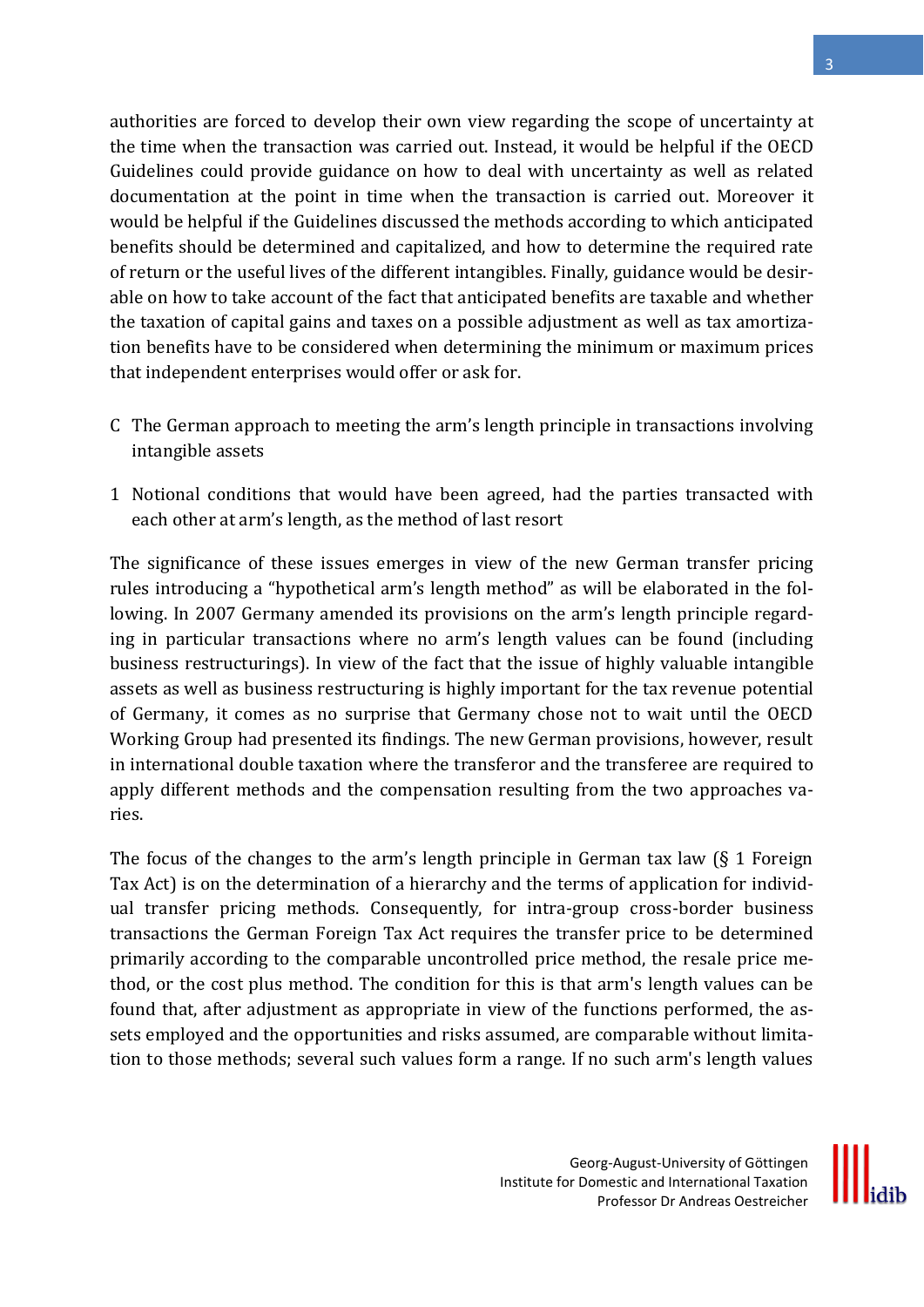authorities are forced to develop their own view regarding the scope of uncertainty at the time when the transaction was carried out. Instead, it would be helpful if the OECD Guidelines could provide guidance on how to deal with uncertainty as well as related documentation at the point in time when the transaction is carried out. Moreover it would be helpful if the Guidelines discussed the methods according to which anticipated benefits should be determined and capitalized, and how to determine the required rate of return or the useful lives of the different intangibles. Finally, guidance would be desirable on how to take account of the fact that anticipated benefits are taxable and whether the taxation of capital gains and taxes on a possible adjustment as well as tax amortization benefits have to be considered when determining the minimum or maximum prices that independent enterprises would offer or ask for.

## C The German approach to meeting the arm's length principle in transactions involving intangible assets

### 1 Notional conditions that would have been agreed, had the parties transacted with each other at arm's length, as the method of last resort

The significance of these issues emerges in view of the new German transfer pricing rules introducing a "hypothetical arm's length method" as will be elaborated in the following. In 2007 Germany amended its provisions on the arm's length principle regarding in particular transactions where no arm's length values can be found (including business restructurings). In view of the fact that the issue of highly valuable intangible assets as well as business restructuring is highly important for the tax revenue potential of Germany, it comes as no surprise that Germany chose not to wait until the OECD Working Group had presented its findings. The new German provisions, however, result in international double taxation where the transferor and the transferee are required to apply different methods and the compensation resulting from the two approaches varies.

The focus of the changes to the arm's length principle in German tax law (§ 1 Foreign Tax Act) is on the determination of a hierarchy and the terms of application for individual transfer pricing methods. Consequently, for intra-group cross-border business transactions the German Foreign Tax Act requires the transfer price to be determined primarily according to the comparable uncontrolled price method, the resale price method, or the cost plus method. The condition for this is that arm's length values can be found that, after adjustment as appropriate in view of the functions performed, the assets employed and the opportunities and risks assumed, are comparable without limitation to those methods; several such values form a range. If no such arm's length values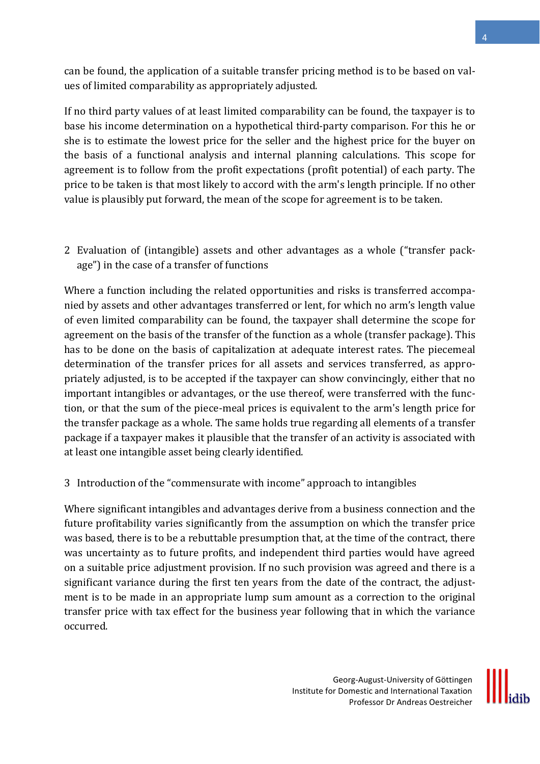can be found, the application of a suitable transfer pricing method is to be based on values of limited comparability as appropriately adjusted.

If no third party values of at least limited comparability can be found, the taxpayer is to base his income determination on a hypothetical third-party comparison. For this he or she is to estimate the lowest price for the seller and the highest price for the buyer on the basis of a functional analysis and internal planning calculations. This scope for agreement is to follow from the profit expectations (profit potential) of each party. The price to be taken is that most likely to accord with the arm's length principle. If no other value is plausibly put forward, the mean of the scope for agreement is to be taken.

## 2 Evaluation of (intangible) assets and other advantages as a whole ("transfer package") in the case of a transfer of functions

Where a function including the related opportunities and risks is transferred accompanied by assets and other advantages transferred or lent, for which no arm's length value of even limited comparability can be found, the taxpayer shall determine the scope for agreement on the basis of the transfer of the function as a whole (transfer package). This has to be done on the basis of capitalization at adequate interest rates. The piecemeal determination of the transfer prices for all assets and services transferred, as appropriately adjusted, is to be accepted if the taxpayer can show convincingly, either that no important intangibles or advantages, or the use thereof, were transferred with the function, or that the sum of the piece-meal prices is equivalent to the arm's length price for the transfer package as a whole. The same holds true regarding all elements of a transfer package if a taxpayer makes it plausible that the transfer of an activity is associated with at least one intangible asset being clearly identified.

## 3 Introduction of the "commensurate with income" approach to intangibles

Where significant intangibles and advantages derive from a business connection and the future profitability varies significantly from the assumption on which the transfer price was based, there is to be a rebuttable presumption that, at the time of the contract, there was uncertainty as to future profits, and independent third parties would have agreed on a suitable price adjustment provision. If no such provision was agreed and there is a significant variance during the first ten years from the date of the contract, the adjustment is to be made in an appropriate lump sum amount as a correction to the original transfer price with tax effect for the business year following that in which the variance occurred.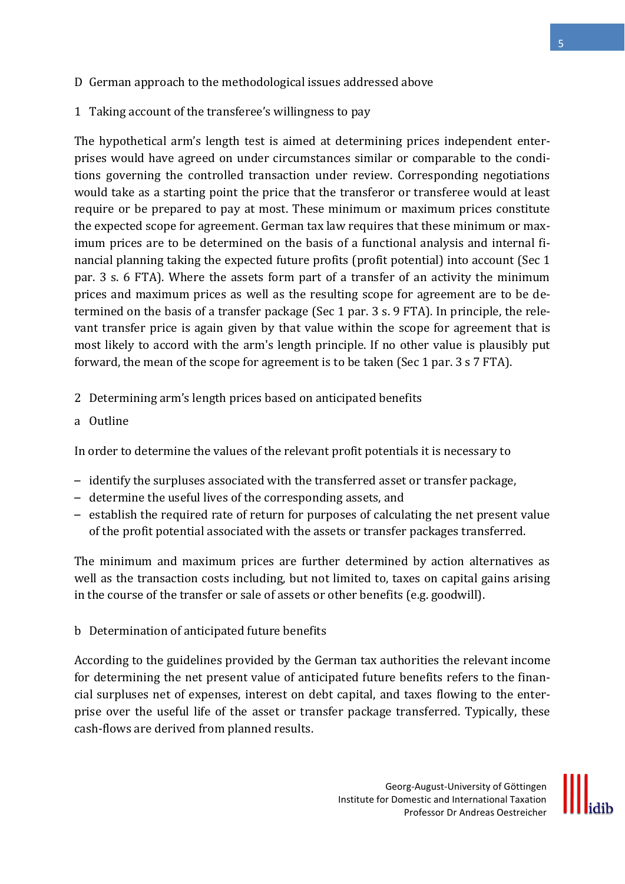## D German approach to the methodological issues addressed above

### 1 Taking account of the transferee's willingness to pay

The hypothetical arm's length test is aimed at determining prices independent enterprises would have agreed on under circumstances similar or comparable to the conditions governing the controlled transaction under review. Corresponding negotiations would take as a starting point the price that the transferor or transferee would at least require or be prepared to pay at most. These minimum or maximum prices constitute the expected scope for agreement. German tax law requires that these minimum or maximum prices are to be determined on the basis of a functional analysis and internal financial planning taking the expected future profits (profit potential) into account (Sec 1 par. 3 s. 6 FTA). Where the assets form part of a transfer of an activity the minimum prices and maximum prices as well as the resulting scope for agreement are to be determined on the basis of a transfer package (Sec 1 par. 3 s. 9 FTA). In principle, the relevant transfer price is again given by that value within the scope for agreement that is most likely to accord with the arm's length principle. If no other value is plausibly put forward, the mean of the scope for agreement is to be taken (Sec 1 par. 3 s 7 FTA).

### 2 Determining arm's length prices based on anticipated benefits

#### a Outline

In order to determine the values of the relevant profit potentials it is necessary to

– identify the surpluses associated with the transferred asset or transfer package,
– determine the useful lives of the corresponding assets, and
– establish the required rate of return for purposes of calculating the net present value of the profit potential associated with the assets or transfer packages transferred.

The minimum and maximum prices are further determined by action alternatives as well as the transaction costs including, but not limited to, taxes on capital gains arising in the course of the transfer or sale of assets or other benefits (e.g. goodwill).

#### b Determination of anticipated future benefits

According to the guidelines provided by the German tax authorities the relevant income for determining the net present value of anticipated future benefits refers to the financial surpluses net of expenses, interest on debt capital, and taxes flowing to the enterprise over the useful life of the asset or transfer package transferred. Typically, these cash-flows are derived from planned results.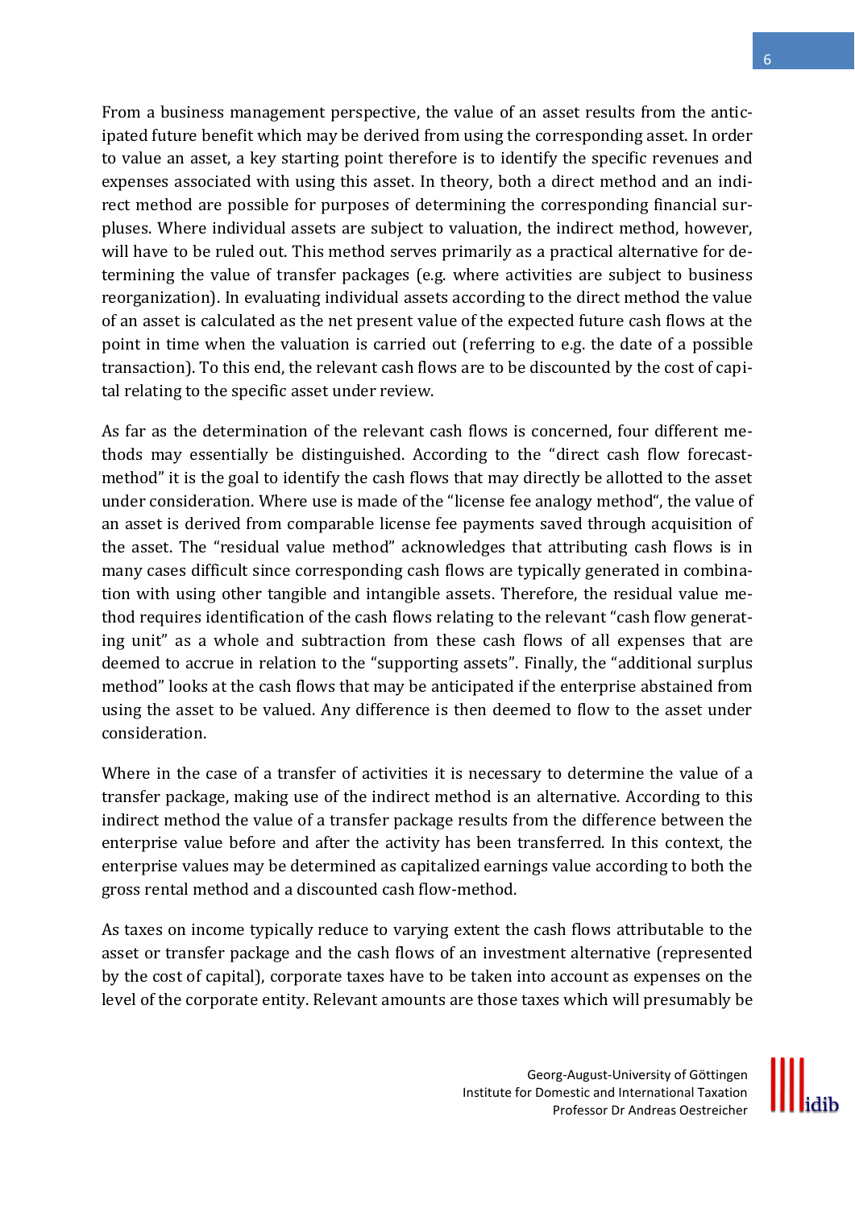From a business management perspective, the value of an asset results from the anticipated future benefit which may be derived from using the corresponding asset. In order to value an asset, a key starting point therefore is to identify the specific revenues and expenses associated with using this asset. In theory, both a direct method and an indirect method are possible for purposes of determining the corresponding financial surpluses. Where individual assets are subject to valuation, the indirect method, however, will have to be ruled out. This method serves primarily as a practical alternative for determining the value of transfer packages (e.g. where activities are subject to business reorganization). In evaluating individual assets according to the direct method the value of an asset is calculated as the net present value of the expected future cash flows at the point in time when the valuation is carried out (referring to e.g. the date of a possible transaction). To this end, the relevant cash flows are to be discounted by the cost of capital relating to the specific asset under review.

As far as the determination of the relevant cash flows is concerned, four different methods may essentially be distinguished. According to the "direct cash flow forecast-method" it is the goal to identify the cash flows that may directly be allotted to the asset under consideration. Where use is made of the "license fee analogy method", the value of an asset is derived from comparable license fee payments saved through acquisition of the asset. The "residual value method" acknowledges that attributing cash flows is in many cases difficult since corresponding cash flows are typically generated in combination with using other tangible and intangible assets. Therefore, the residual value method requires identification of the cash flows relating to the relevant "cash flow generating unit" as a whole and subtraction from these cash flows of all expenses that are deemed to accrue in relation to the "supporting assets". Finally, the "additional surplus method" looks at the cash flows that may be anticipated if the enterprise abstained from using the asset to be valued. Any difference is then deemed to flow to the asset under consideration.

Where in the case of a transfer of activities it is necessary to determine the value of a transfer package, making use of the indirect method is an alternative. According to this indirect method the value of a transfer package results from the difference between the enterprise value before and after the activity has been transferred. In this context, the enterprise values may be determined as capitalized earnings value according to both the gross rental method and a discounted cash flow-method.

As taxes on income typically reduce to varying extent the cash flows attributable to the asset or transfer package and the cash flows of an investment alternative (represented by the cost of capital), corporate taxes have to be taken into account as expenses on the level of the corporate entity. Relevant amounts are those taxes which will presumably be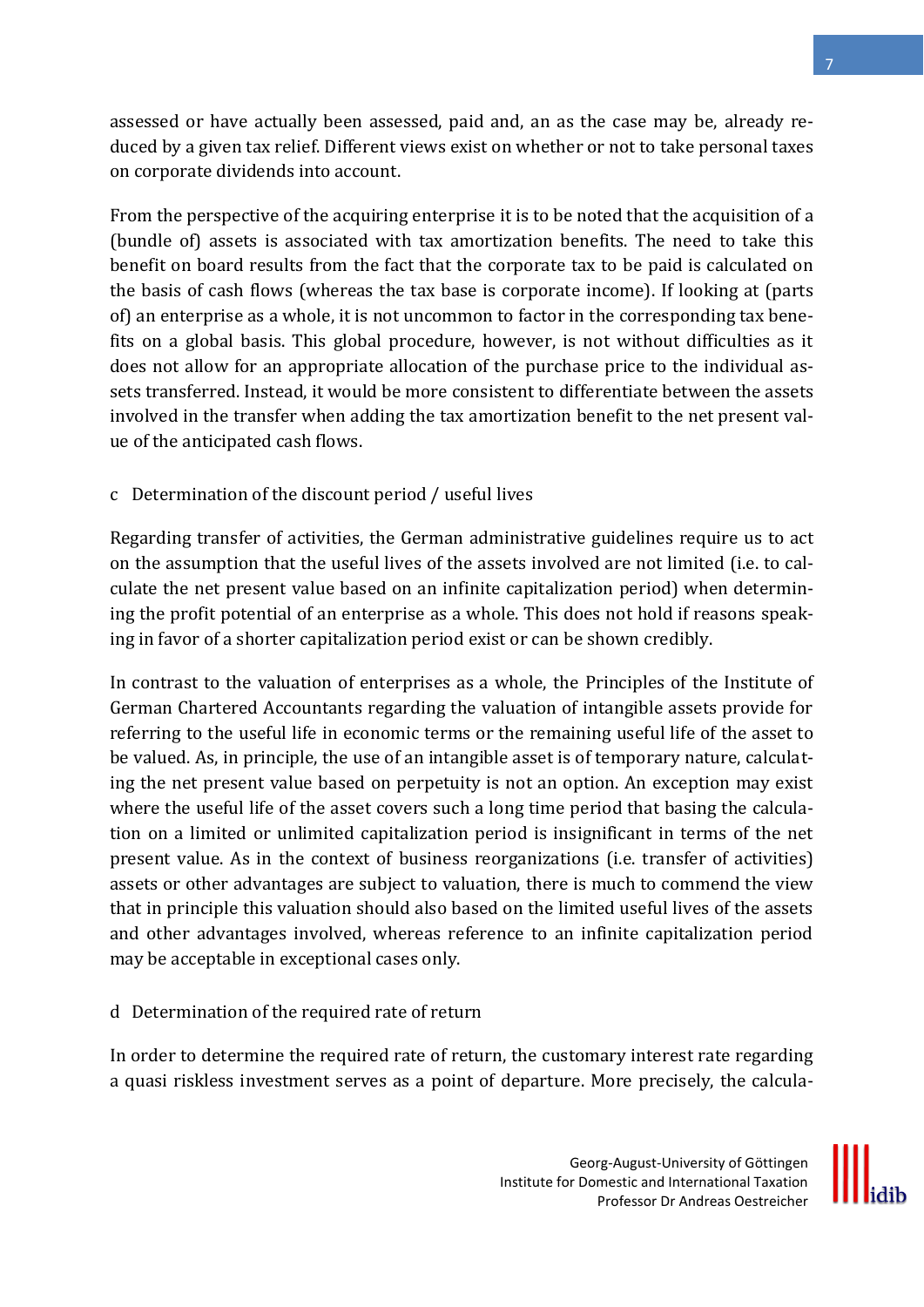assessed or have actually been assessed, paid and, an as the case may be, already reduced by a given tax relief. Different views exist on whether or not to take personal taxes on corporate dividends into account.

From the perspective of the acquiring enterprise it is to be noted that the acquisition of a (bundle of) assets is associated with tax amortization benefits. The need to take this benefit on board results from the fact that the corporate tax to be paid is calculated on the basis of cash flows (whereas the tax base is corporate income). If looking at (parts of) an enterprise as a whole, it is not uncommon to factor in the corresponding tax benefits on a global basis. This global procedure, however, is not without difficulties as it does not allow for an appropriate allocation of the purchase price to the individual assets transferred. Instead, it would be more consistent to differentiate between the assets involved in the transfer when adding the tax amortization benefit to the net present value of the anticipated cash flows.

### c Determination of the discount period / useful lives

Regarding transfer of activities, the German administrative guidelines require us to act on the assumption that the useful lives of the assets involved are not limited (i.e. to calculate the net present value based on an infinite capitalization period) when determining the profit potential of an enterprise as a whole. This does not hold if reasons speaking in favor of a shorter capitalization period exist or can be shown credibly.

In contrast to the valuation of enterprises as a whole, the Principles of the Institute of German Chartered Accountants regarding the valuation of intangible assets provide for referring to the useful life in economic terms or the remaining useful life of the asset to be valued. As, in principle, the use of an intangible asset is of temporary nature, calculating the net present value based on perpetuity is not an option. An exception may exist where the useful life of the asset covers such a long time period that basing the calculation on a limited or unlimited capitalization period is insignificant in terms of the net present value. As in the context of business reorganizations (i.e. transfer of activities) assets or other advantages are subject to valuation, there is much to commend the view that in principle this valuation should also based on the limited useful lives of the assets and other advantages involved, whereas reference to an infinite capitalization period may be acceptable in exceptional cases only.

### d Determination of the required rate of return

In order to determine the required rate of return, the customary interest rate regarding a quasi riskless investment serves as a point of departure. More precisely, the calcula-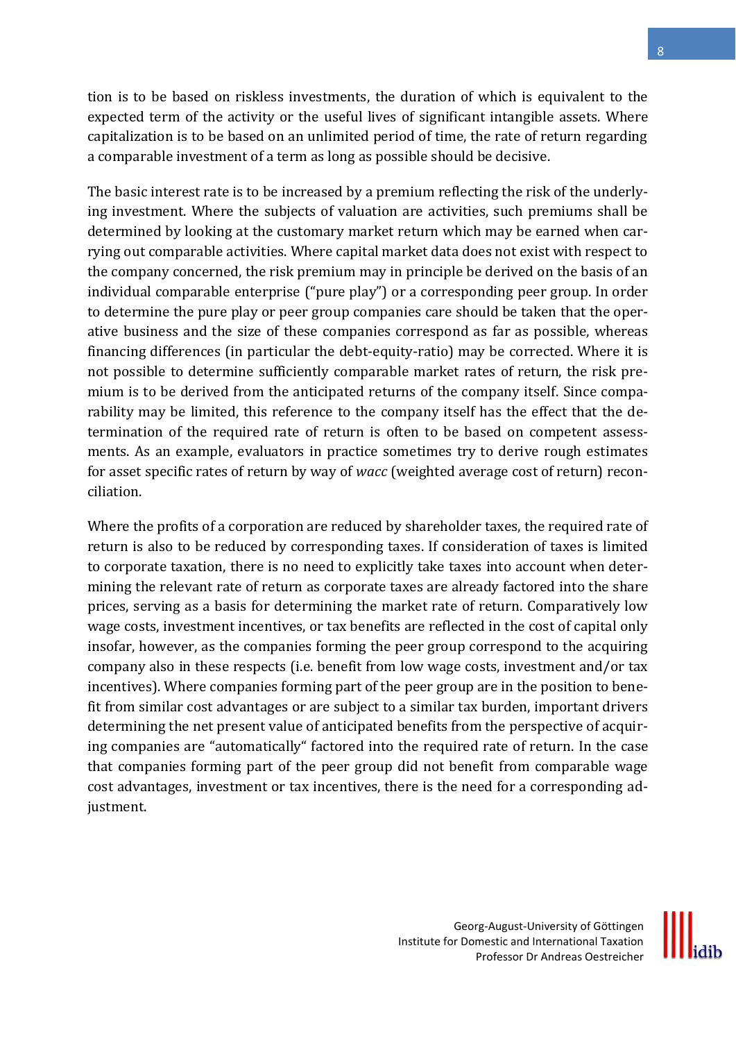tion is to be based on riskless investments, the duration of which is equivalent to the expected term of the activity or the useful lives of significant intangible assets. Where capitalization is to be based on an unlimited period of time, the rate of return regarding a comparable investment of a term as long as possible should be decisive.

The basic interest rate is to be increased by a premium reflecting the risk of the underlying investment. Where the subjects of valuation are activities, such premiums shall be determined by looking at the customary market return which may be earned when carrying out comparable activities. Where capital market data does not exist with respect to the company concerned, the risk premium may in principle be derived on the basis of an individual comparable enterprise ("pure play") or a corresponding peer group. In order to determine the pure play or peer group companies care should be taken that the operative business and the size of these companies correspond as far as possible, whereas financing differences (in particular the debt-equity-ratio) may be corrected. Where it is not possible to determine sufficiently comparable market rates of return, the risk premium is to be derived from the anticipated returns of the company itself. Since comparability may be limited, this reference to the company itself has the effect that the determination of the required rate of return is often to be based on competent assessments. As an example, evaluators in practice sometimes try to derive rough estimates for asset specific rates of return by way of *wacc* (weighted average cost of return) reconciliation.

Where the profits of a corporation are reduced by shareholder taxes, the required rate of return is also to be reduced by corresponding taxes. If consideration of taxes is limited to corporate taxation, there is no need to explicitly take taxes into account when determining the relevant rate of return as corporate taxes are already factored into the share prices, serving as a basis for determining the market rate of return. Comparatively low wage costs, investment incentives, or tax benefits are reflected in the cost of capital only insofar, however, as the companies forming the peer group correspond to the acquiring company also in these respects (i.e. benefit from low wage costs, investment and/or tax incentives). Where companies forming part of the peer group are in the position to benefit from similar cost advantages or are subject to a similar tax burden, important drivers determining the net present value of anticipated benefits from the perspective of acquiring companies are "automatically" factored into the required rate of return. In the case that companies forming part of the peer group did not benefit from comparable wage cost advantages, investment or tax incentives, there is the need for a corresponding adjustment.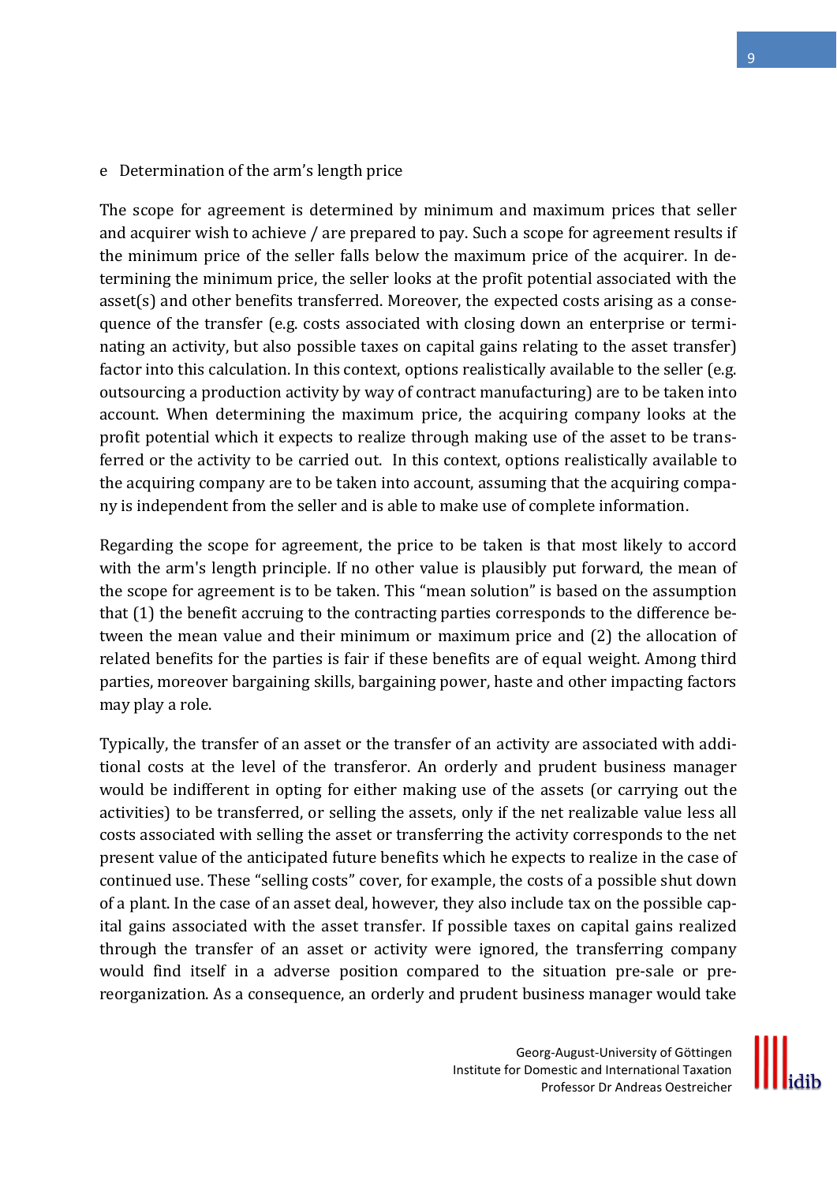### e Determination of the arm's length price

The scope for agreement is determined by minimum and maximum prices that seller and acquirer wish to achieve / are prepared to pay. Such a scope for agreement results if the minimum price of the seller falls below the maximum price of the acquirer. In determining the minimum price, the seller looks at the profit potential associated with the asset(s) and other benefits transferred. Moreover, the expected costs arising as a consequence of the transfer (e.g. costs associated with closing down an enterprise or terminating an activity, but also possible taxes on capital gains relating to the asset transfer) factor into this calculation. In this context, options realistically available to the seller (e.g. outsourcing a production activity by way of contract manufacturing) are to be taken into account. When determining the maximum price, the acquiring company looks at the profit potential which it expects to realize through making use of the asset to be transferred or the activity to be carried out. In this context, options realistically available to the acquiring company are to be taken into account, assuming that the acquiring company is independent from the seller and is able to make use of complete information.

Regarding the scope for agreement, the price to be taken is that most likely to accord with the arm's length principle. If no other value is plausibly put forward, the mean of the scope for agreement is to be taken. This "mean solution" is based on the assumption that (1) the benefit accruing to the contracting parties corresponds to the difference between the mean value and their minimum or maximum price and (2) the allocation of related benefits for the parties is fair if these benefits are of equal weight. Among third parties, moreover bargaining skills, bargaining power, haste and other impacting factors may play a role.

Typically, the transfer of an asset or the transfer of an activity are associated with additional costs at the level of the transferor. An orderly and prudent business manager would be indifferent in opting for either making use of the assets (or carrying out the activities) to be transferred, or selling the assets, only if the net realizable value less all costs associated with selling the asset or transferring the activity corresponds to the net present value of the anticipated future benefits which he expects to realize in the case of continued use. These "selling costs" cover, for example, the costs of a possible shut down of a plant. In the case of an asset deal, however, they also include tax on the possible capital gains associated with the asset transfer. If possible taxes on capital gains realized through the transfer of an asset or activity were ignored, the transferring company would find itself in a adverse position compared to the situation pre-sale or pre-reorganization. As a consequence, an orderly and prudent business manager would take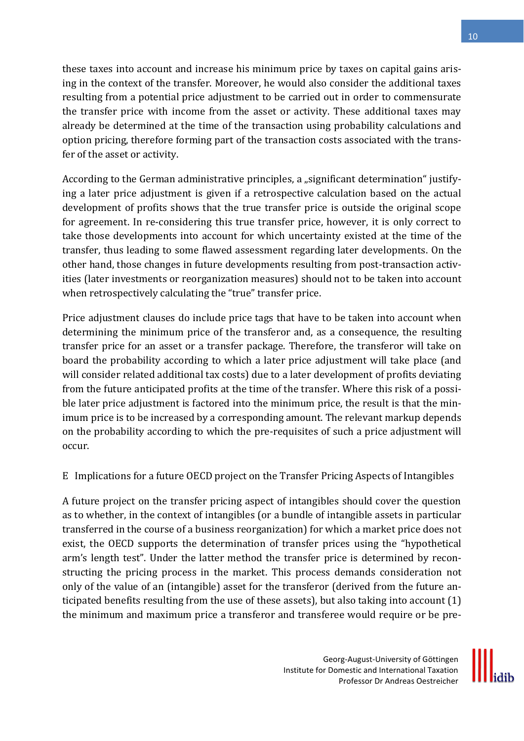these taxes into account and increase his minimum price by taxes on capital gains arising in the context of the transfer. Moreover, he would also consider the additional taxes resulting from a potential price adjustment to be carried out in order to commensurate the transfer price with income from the asset or activity. These additional taxes may already be determined at the time of the transaction using probability calculations and option pricing, therefore forming part of the transaction costs associated with the transfer of the asset or activity.

According to the German administrative principles, a „significant determination" justifying a later price adjustment is given if a retrospective calculation based on the actual development of profits shows that the true transfer price is outside the original scope for agreement. In re-considering this true transfer price, however, it is only correct to take those developments into account for which uncertainty existed at the time of the transfer, thus leading to some flawed assessment regarding later developments. On the other hand, those changes in future developments resulting from post-transaction activities (later investments or reorganization measures) should not to be taken into account when retrospectively calculating the "true" transfer price.

Price adjustment clauses do include price tags that have to be taken into account when determining the minimum price of the transferor and, as a consequence, the resulting transfer price for an asset or a transfer package. Therefore, the transferor will take on board the probability according to which a later price adjustment will take place (and will consider related additional tax costs) due to a later development of profits deviating from the future anticipated profits at the time of the transfer. Where this risk of a possible later price adjustment is factored into the minimum price, the result is that the minimum price is to be increased by a corresponding amount. The relevant markup depends on the probability according to which the pre-requisites of such a price adjustment will occur.

## E Implications for a future OECD project on the Transfer Pricing Aspects of Intangibles

A future project on the transfer pricing aspect of intangibles should cover the question as to whether, in the context of intangibles (or a bundle of intangible assets in particular transferred in the course of a business reorganization) for which a market price does not exist, the OECD supports the determination of transfer prices using the "hypothetical arm's length test". Under the latter method the transfer price is determined by reconstructing the pricing process in the market. This process demands consideration not only of the value of an (intangible) asset for the transferor (derived from the future anticipated benefits resulting from the use of these assets), but also taking into account (1) the minimum and maximum price a transferor and transferee would require or be pre-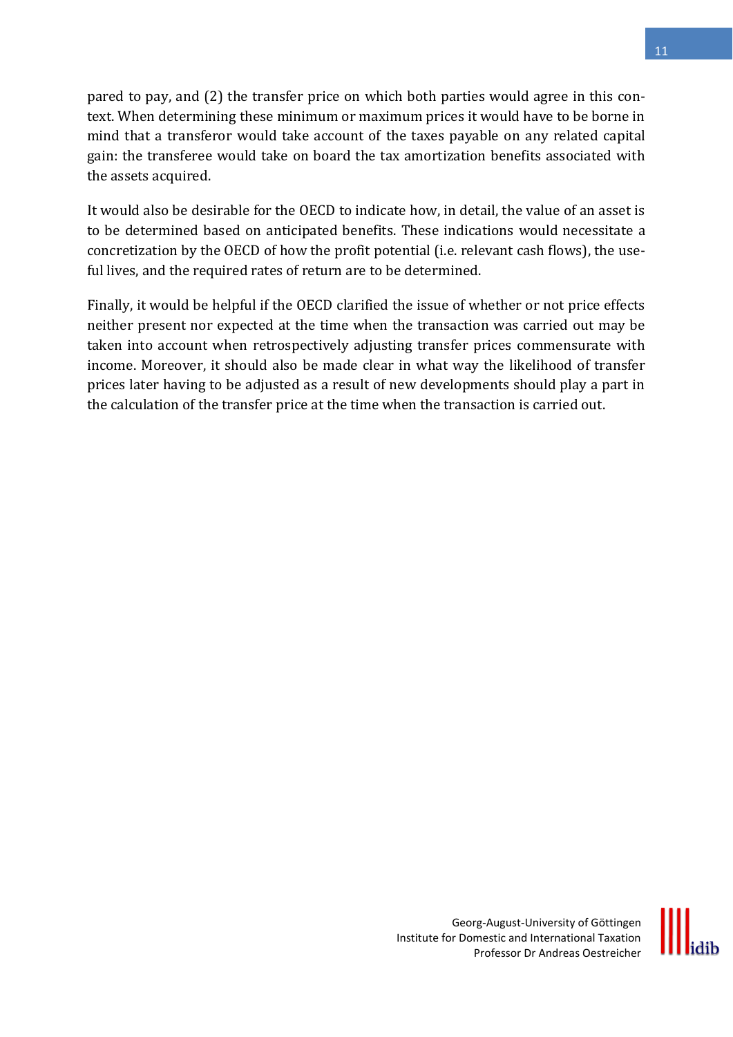pared to pay, and (2) the transfer price on which both parties would agree in this context. When determining these minimum or maximum prices it would have to be borne in mind that a transferor would take account of the taxes payable on any related capital gain: the transferee would take on board the tax amortization benefits associated with the assets acquired.

It would also be desirable for the OECD to indicate how, in detail, the value of an asset is to be determined based on anticipated benefits. These indications would necessitate a concretization by the OECD of how the profit potential (i.e. relevant cash flows), the useful lives, and the required rates of return are to be determined.

Finally, it would be helpful if the OECD clarified the issue of whether or not price effects neither present nor expected at the time when the transaction was carried out may be taken into account when retrospectively adjusting transfer prices commensurate with income. Moreover, it should also be made clear in what way the likelihood of transfer prices later having to be adjusted as a result of new developments should play a part in the calculation of the transfer price at the time when the transaction is carried out.